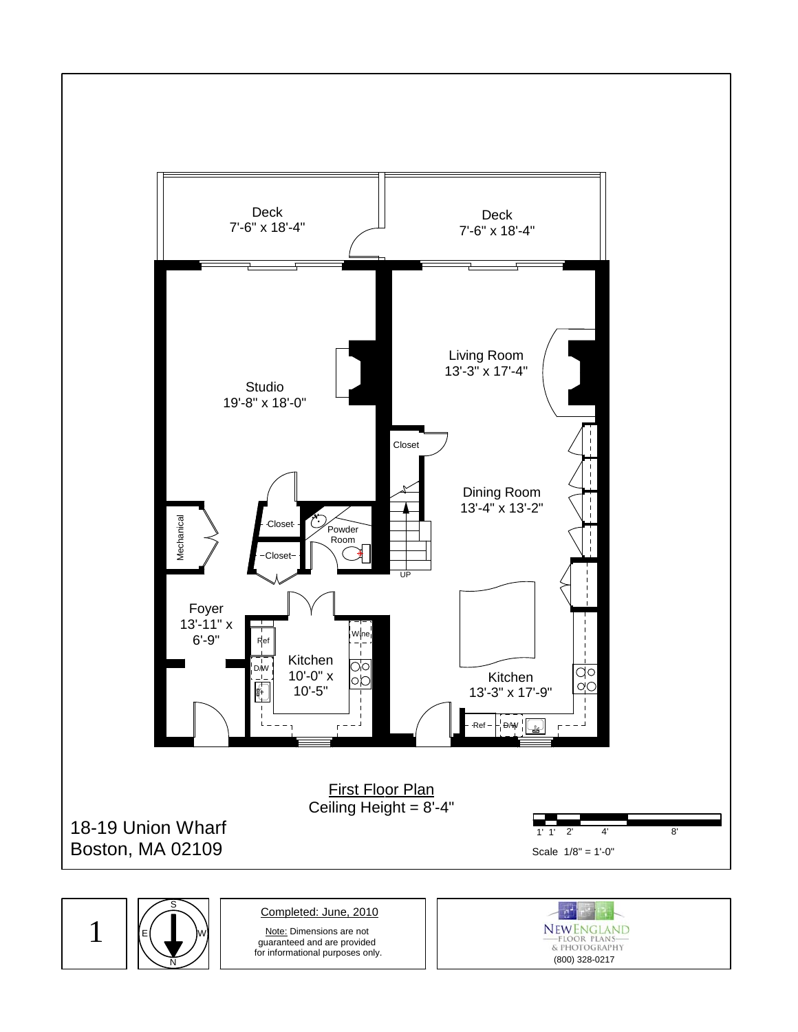Deck
7'-6" x 18'-4"

Deck
7'-6" x 18'-4"

Living Room
13'-3" x 17'-4"

Studio
19'-8" x 18'-0"

Closet

Dining Room
13'-4" x 13'-2"

Mechanical

Closet

Powder Room

Closet

UP

Foyer
13'-11" x 6'-9"

Ref

Wine

Kitchen
10'-0" x 10'-5"

D/W

Kitchen
13'-3" x 17'-9"

Ref

D/W

First Floor Plan
Ceiling Height = 8'-4"

18-19 Union Wharf
Boston, MA 02109

1' 1' 2' 4' 8'

Scale 1/8" = 1'-0"

1

S
E W
N

Completed: June, 2010

Note: Dimensions are not guaranteed and are provided for informational purposes only.

NEW ENGLAND
FLOOR PLANS
& PHOTOGRAPHY
(800) 328-0217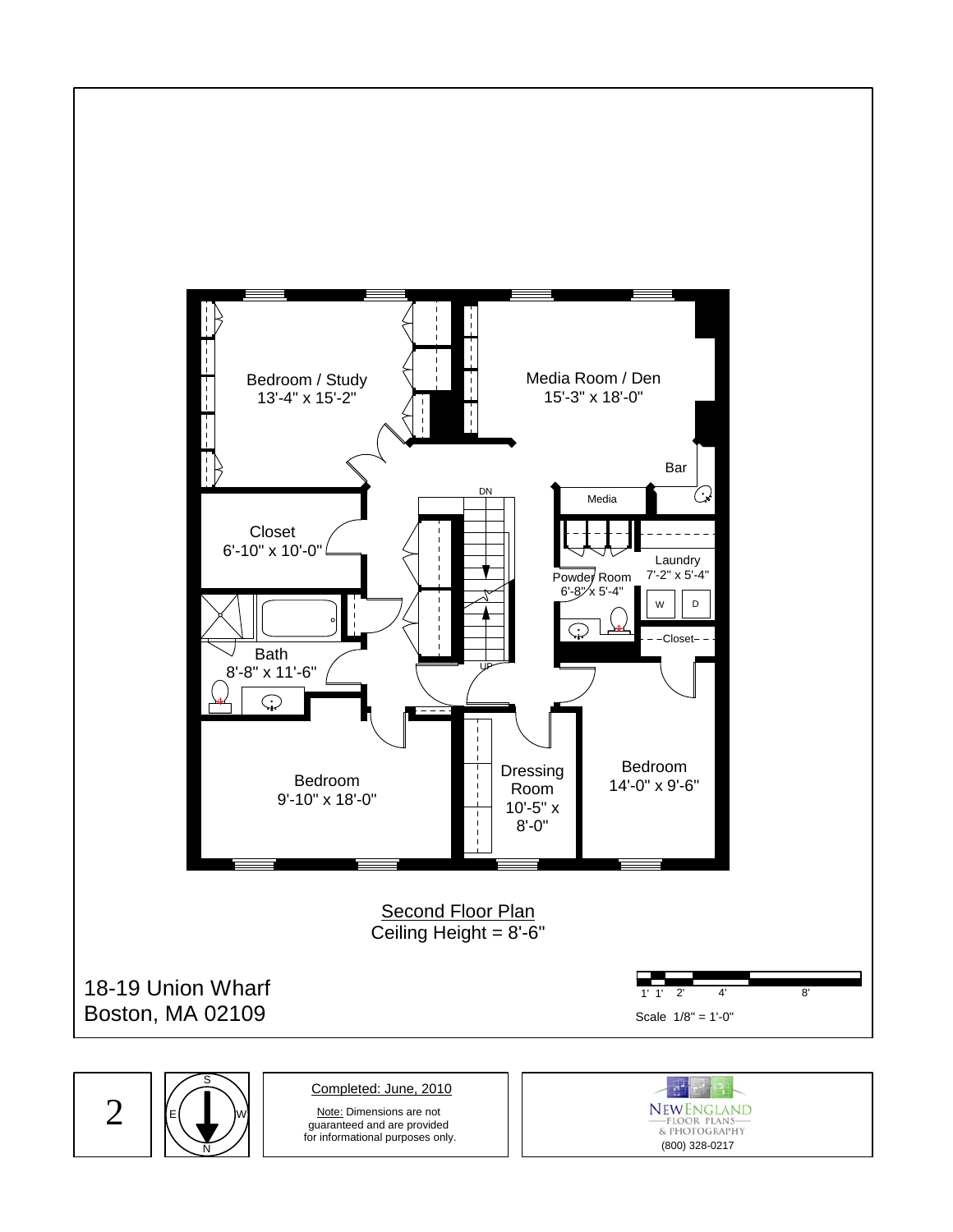Bedroom / Study
13'-4" x 15'-2"

Media Room / Den
15'-3" x 18'-0"

Bar

DN

Media

Closet
6'-10" x 10'-0"

Laundry
7'-2" x 5'-4"

Powder Room
6'-8" x 5'-4"

W D

Closet

Bath
8'-8" x 11'-6"

UP

Bedroom
9'-10" x 18'-0"

Dressing Room
10'-5" x 8'-0"

Bedroom
14'-0" x 9'-6"

Second Floor Plan
Ceiling Height = 8'-6"

18-19 Union Wharf
Boston, MA 02109

1' 1' 2' 4' 8'

Scale 1/8" = 1'-0"

S
E W
N

Completed: June, 2010

Note: Dimensions are not guaranteed and are provided for informational purposes only.

NEW ENGLAND
FLOOR PLANS
& PHOTOGRAPHY
(800) 328-0217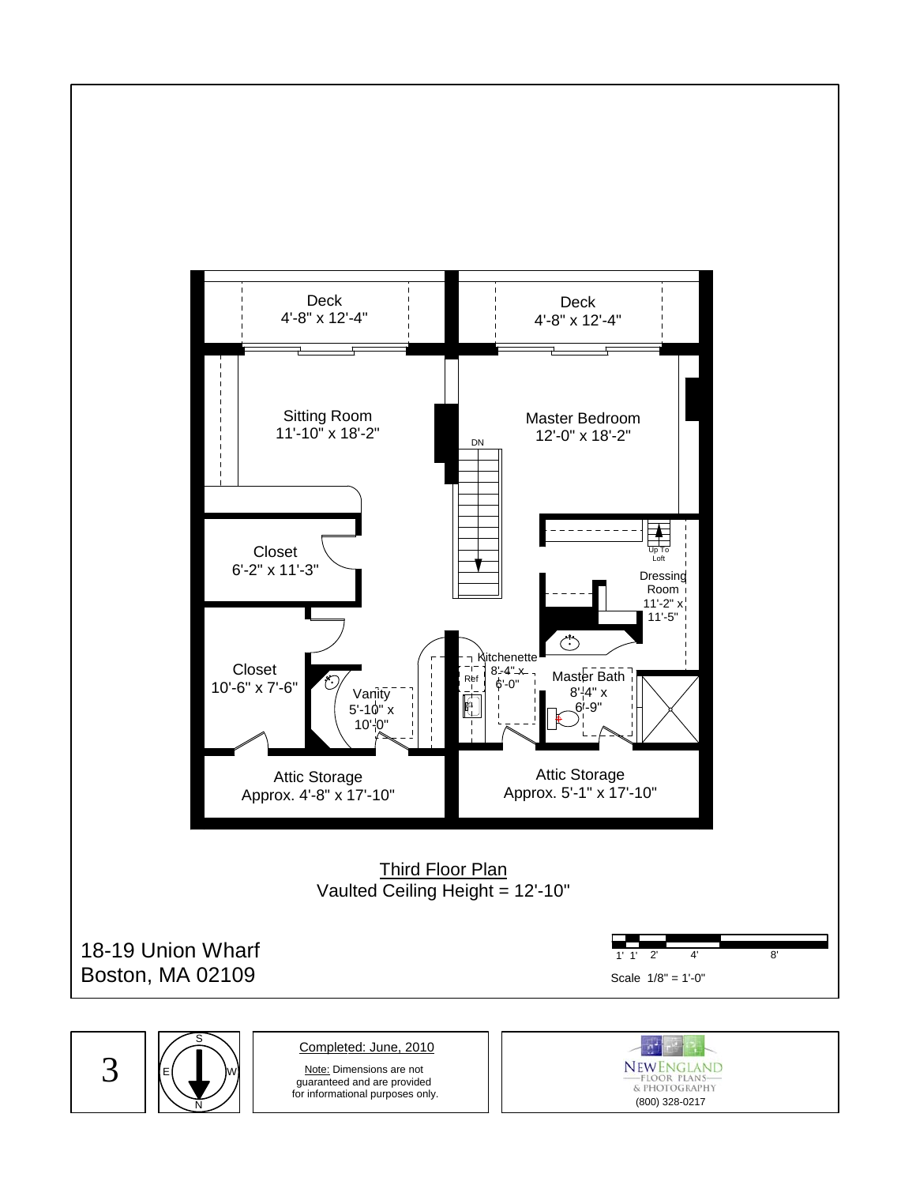Deck
4'-8" x 12'-4"

Deck
4'-8" x 12'-4"

Sitting Room
11'-10" x 18'-2"

DN

Master Bedroom
12'-0" x 18'-2"

Closet
6'-2" x 11'-3"

Up To
Loft

Dressing
Room
11'-2" x
11'-5"

Closet
10'-6" x 7'-6"

Vanity
5'-10" x
10'-0"

Kitchenette
8'-4" x
6'-0"

Ref

Master Bath
8'-4" x
6'-9"

Attic Storage
Approx. 4'-8" x 17'-10"

Attic Storage
Approx. 5'-1" x 17'-10"

Third Floor Plan
Vaulted Ceiling Height = 12'-10"

18-19 Union Wharf
Boston, MA 02109

1' 1' 2' 4' 8'

Scale 1/8" = 1'-0"

3

S
E W
N

Completed: June, 2010

Note: Dimensions are not guaranteed and are provided for informational purposes only.

NEW ENGLAND
FLOOR PLANS
& PHOTOGRAPHY
(800) 328-0217